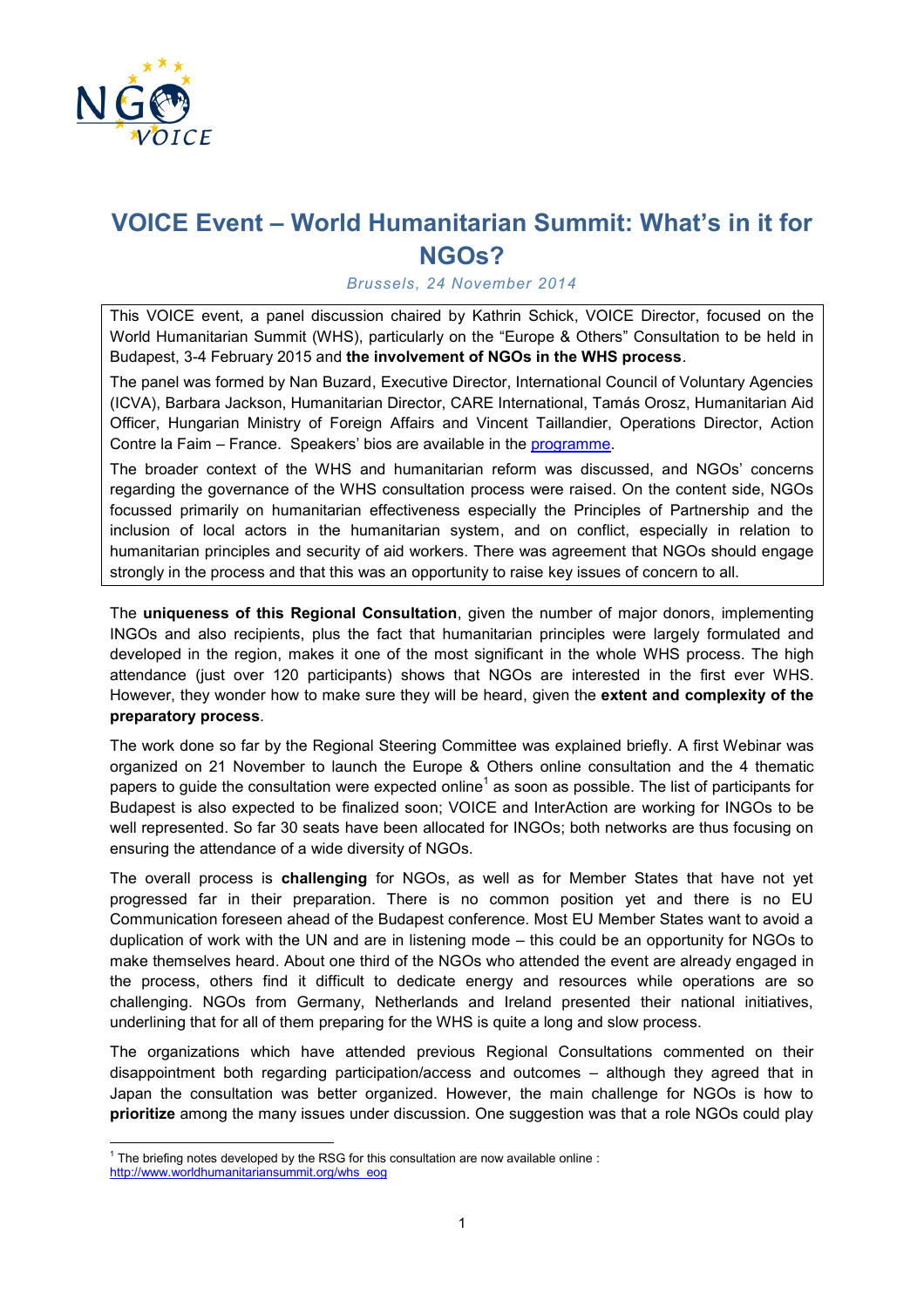# VOICE Event – World Humanitarian Summit: What's in it for NGOs?

*Brussels, 24 November 2014*

This VOICE event, a panel discussion chaired by Kathrin Schick, VOICE Director, focused on the World Humanitarian Summit (WHS), particularly on the "Europe & Others" Consultation to be held in Budapest, 3-4 February 2015 and **the involvement of NGOs in the WHS process**.

The panel was formed by Nan Buzard, Executive Director, International Council of Voluntary Agencies (ICVA), Barbara Jackson, Humanitarian Director, CARE International, Tamás Orosz, Humanitarian Aid Officer, Hungarian Ministry of Foreign Affairs and Vincent Taillandier, Operations Director, Action Contre la Faim – France. Speakers' bios are available in the programme.

The broader context of the WHS and humanitarian reform was discussed, and NGOs' concerns regarding the governance of the WHS consultation process were raised. On the content side, NGOs focussed primarily on humanitarian effectiveness especially the Principles of Partnership and the inclusion of local actors in the humanitarian system, and on conflict, especially in relation to humanitarian principles and security of aid workers. There was agreement that NGOs should engage strongly in the process and that this was an opportunity to raise key issues of concern to all.

The **uniqueness of this Regional Consultation**, given the number of major donors, implementing INGOs and also recipients, plus the fact that humanitarian principles were largely formulated and developed in the region, makes it one of the most significant in the whole WHS process. The high attendance (just over 120 participants) shows that NGOs are interested in the first ever WHS. However, they wonder how to make sure they will be heard, given the **extent and complexity of the preparatory process**.

The work done so far by the Regional Steering Committee was explained briefly. A first Webinar was organized on 21 November to launch the Europe & Others online consultation and the 4 thematic papers to guide the consultation were expected online[1] as soon as possible. The list of participants for Budapest is also expected to be finalized soon; VOICE and InterAction are working for INGOs to be well represented. So far 30 seats have been allocated for INGOs; both networks are thus focusing on ensuring the attendance of a wide diversity of NGOs.

The overall process is **challenging** for NGOs, as well as for Member States that have not yet progressed far in their preparation. There is no common position yet and there is no EU Communication foreseen ahead of the Budapest conference. Most EU Member States want to avoid a duplication of work with the UN and are in listening mode – this could be an opportunity for NGOs to make themselves heard. About one third of the NGOs who attended the event are already engaged in the process, others find it difficult to dedicate energy and resources while operations are so challenging. NGOs from Germany, Netherlands and Ireland presented their national initiatives, underlining that for all of them preparing for the WHS is quite a long and slow process.

The organizations which have attended previous Regional Consultations commented on their disappointment both regarding participation/access and outcomes – although they agreed that in Japan the consultation was better organized. However, the main challenge for NGOs is how to **prioritize** among the many issues under discussion. One suggestion was that a role NGOs could play

---

[1] The briefing notes developed by the RSG for this consultation are now available online : http://www.worldhumanitariansummit.org/whs_eog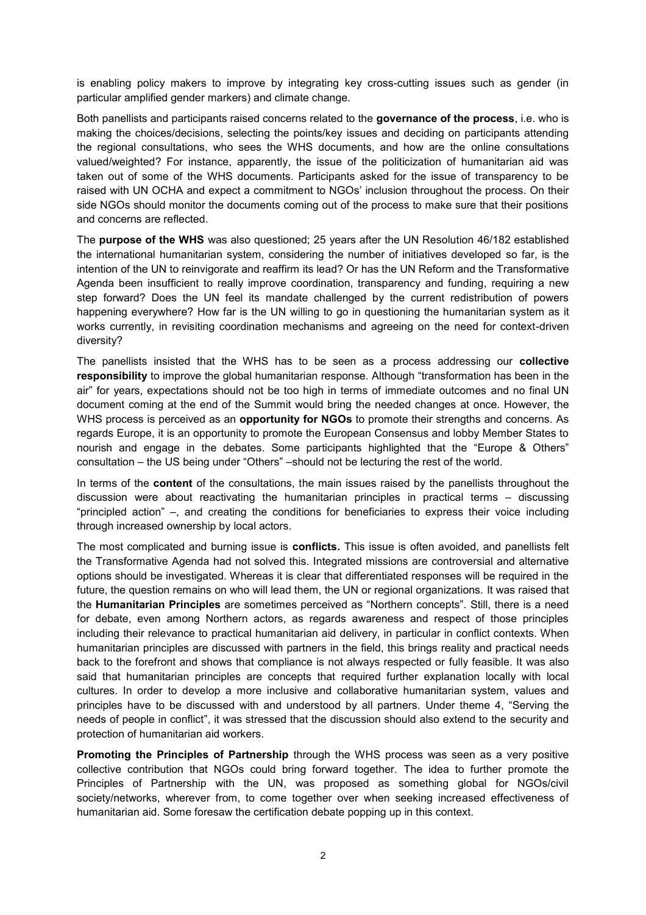is enabling policy makers to improve by integrating key cross-cutting issues such as gender (in particular amplified gender markers) and climate change.

Both panellists and participants raised concerns related to the **governance of the process**, i.e. who is making the choices/decisions, selecting the points/key issues and deciding on participants attending the regional consultations, who sees the WHS documents, and how are the online consultations valued/weighted? For instance, apparently, the issue of the politicization of humanitarian aid was taken out of some of the WHS documents. Participants asked for the issue of transparency to be raised with UN OCHA and expect a commitment to NGOs' inclusion throughout the process. On their side NGOs should monitor the documents coming out of the process to make sure that their positions and concerns are reflected.

The **purpose of the WHS** was also questioned; 25 years after the UN Resolution 46/182 established the international humanitarian system, considering the number of initiatives developed so far, is the intention of the UN to reinvigorate and reaffirm its lead? Or has the UN Reform and the Transformative Agenda been insufficient to really improve coordination, transparency and funding, requiring a new step forward? Does the UN feel its mandate challenged by the current redistribution of powers happening everywhere? How far is the UN willing to go in questioning the humanitarian system as it works currently, in revisiting coordination mechanisms and agreeing on the need for context-driven diversity?

The panellists insisted that the WHS has to be seen as a process addressing our **collective responsibility** to improve the global humanitarian response. Although "transformation has been in the air" for years, expectations should not be too high in terms of immediate outcomes and no final UN document coming at the end of the Summit would bring the needed changes at once. However, the WHS process is perceived as an **opportunity for NGOs** to promote their strengths and concerns. As regards Europe, it is an opportunity to promote the European Consensus and lobby Member States to nourish and engage in the debates. Some participants highlighted that the "Europe & Others" consultation – the US being under "Others" –should not be lecturing the rest of the world.

In terms of the **content** of the consultations, the main issues raised by the panellists throughout the discussion were about reactivating the humanitarian principles in practical terms – discussing "principled action" –, and creating the conditions for beneficiaries to express their voice including through increased ownership by local actors.

The most complicated and burning issue is **conflicts.** This issue is often avoided, and panellists felt the Transformative Agenda had not solved this. Integrated missions are controversial and alternative options should be investigated. Whereas it is clear that differentiated responses will be required in the future, the question remains on who will lead them, the UN or regional organizations. It was raised that the **Humanitarian Principles** are sometimes perceived as "Northern concepts". Still, there is a need for debate, even among Northern actors, as regards awareness and respect of those principles including their relevance to practical humanitarian aid delivery, in particular in conflict contexts. When humanitarian principles are discussed with partners in the field, this brings reality and practical needs back to the forefront and shows that compliance is not always respected or fully feasible. It was also said that humanitarian principles are concepts that required further explanation locally with local cultures. In order to develop a more inclusive and collaborative humanitarian system, values and principles have to be discussed with and understood by all partners. Under theme 4, "Serving the needs of people in conflict", it was stressed that the discussion should also extend to the security and protection of humanitarian aid workers.

**Promoting the Principles of Partnership** through the WHS process was seen as a very positive collective contribution that NGOs could bring forward together. The idea to further promote the Principles of Partnership with the UN, was proposed as something global for NGOs/civil society/networks, wherever from, to come together over when seeking increased effectiveness of humanitarian aid. Some foresaw the certification debate popping up in this context.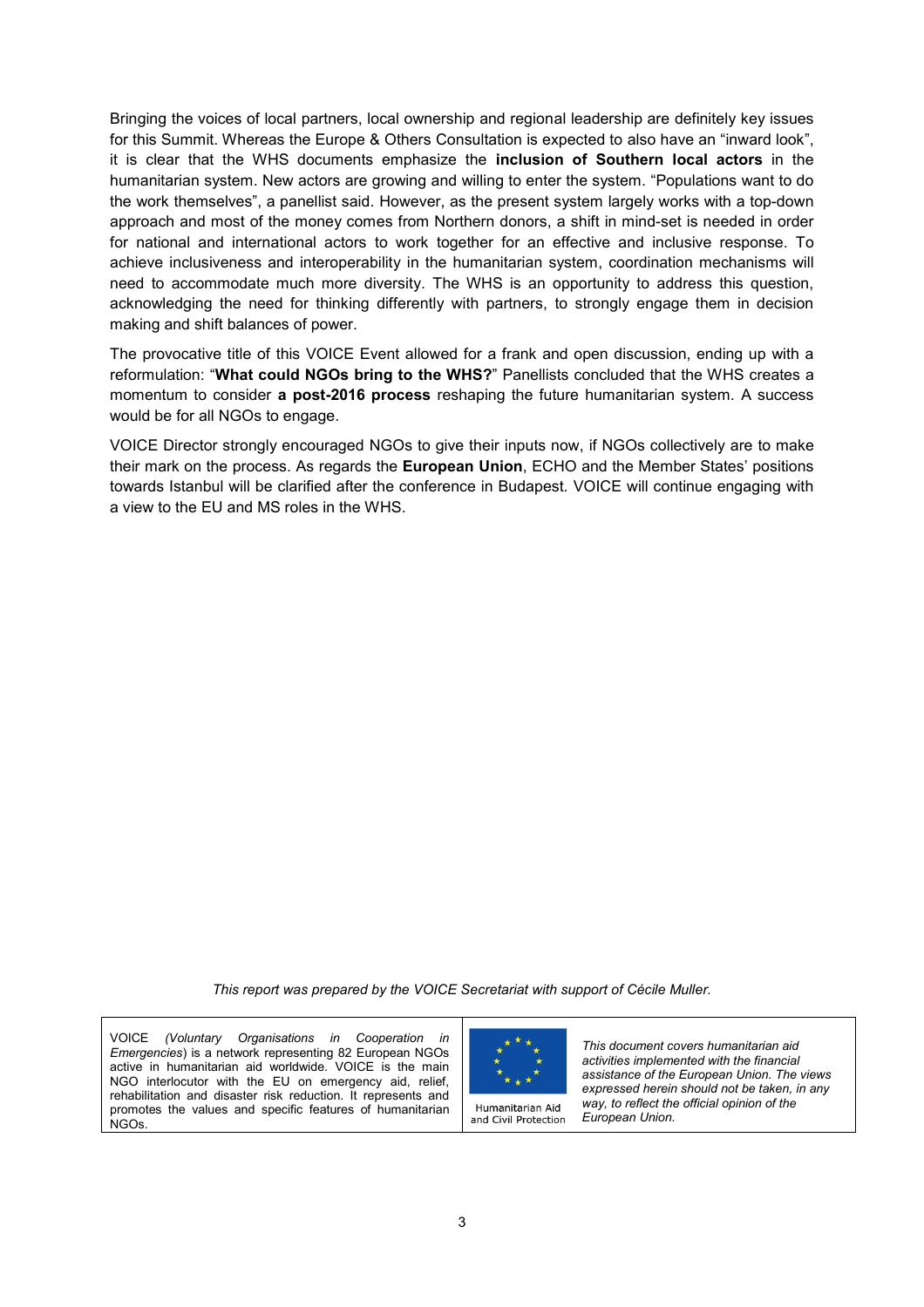Bringing the voices of local partners, local ownership and regional leadership are definitely key issues for this Summit. Whereas the Europe & Others Consultation is expected to also have an "inward look", it is clear that the WHS documents emphasize the **inclusion of Southern local actors** in the humanitarian system. New actors are growing and willing to enter the system. "Populations want to do the work themselves", a panellist said. However, as the present system largely works with a top-down approach and most of the money comes from Northern donors, a shift in mind-set is needed in order for national and international actors to work together for an effective and inclusive response. To achieve inclusiveness and interoperability in the humanitarian system, coordination mechanisms will need to accommodate much more diversity. The WHS is an opportunity to address this question, acknowledging the need for thinking differently with partners, to strongly engage them in decision making and shift balances of power.

The provocative title of this VOICE Event allowed for a frank and open discussion, ending up with a reformulation: "**What could NGOs bring to the WHS?**" Panellists concluded that the WHS creates a momentum to consider **a post-2016 process** reshaping the future humanitarian system. A success would be for all NGOs to engage.

VOICE Director strongly encouraged NGOs to give their inputs now, if NGOs collectively are to make their mark on the process. As regards the **European Union**, ECHO and the Member States' positions towards Istanbul will be clarified after the conference in Budapest. VOICE will continue engaging with a view to the EU and MS roles in the WHS.

*This report was prepared by the VOICE Secretariat with support of Cécile Muller.*

VOICE *(Voluntary Organisations in Cooperation in Emergencies*) is a network representing 82 European NGOs active in humanitarian aid worldwide. VOICE is the main NGO interlocutor with the EU on emergency aid, relief, rehabilitation and disaster risk reduction. It represents and promotes the values and specific features of humanitarian NGOs.

Humanitarian Aid and Civil Protection

*This document covers humanitarian aid activities implemented with the financial assistance of the European Union. The views expressed herein should not be taken, in any way, to reflect the official opinion of the European Union.*